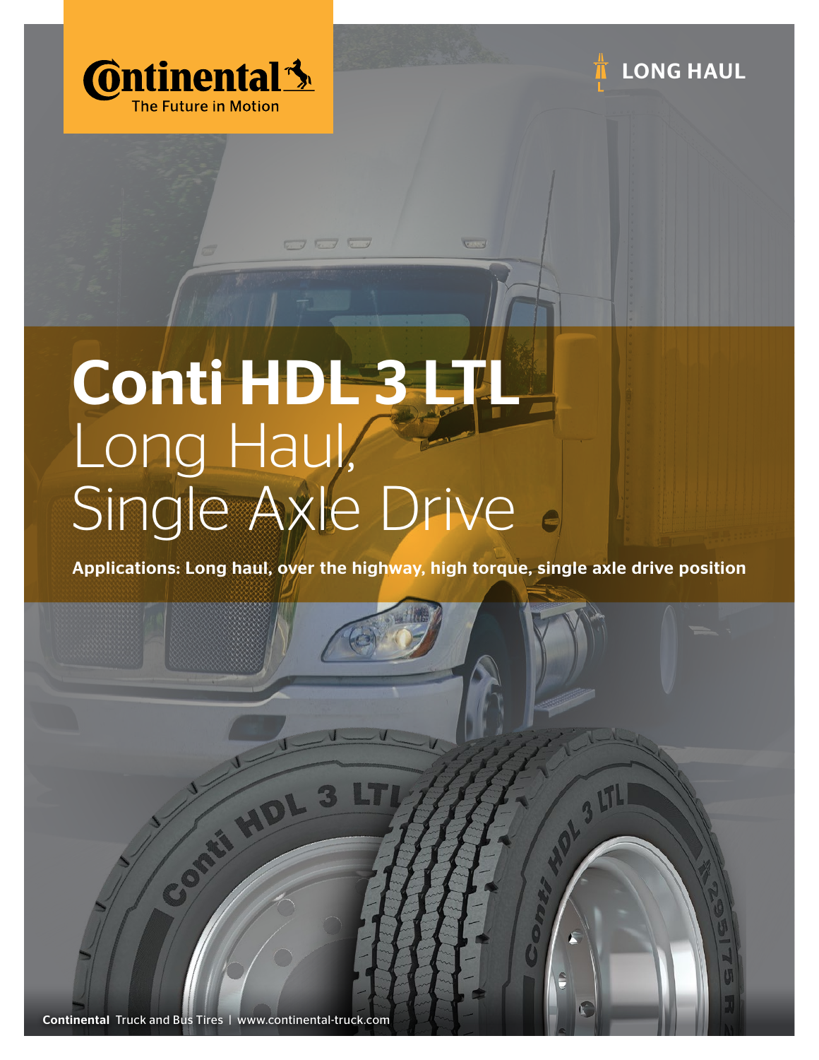Continental
The Future in Motion

LONG HAUL

# Conti HDL 3 LTL
## Long Haul, Single Axle Drive

**Applications: Long haul, over the highway, high torque, single axle drive position**

**Continental** Truck and Bus Tires | www.continental-truck.com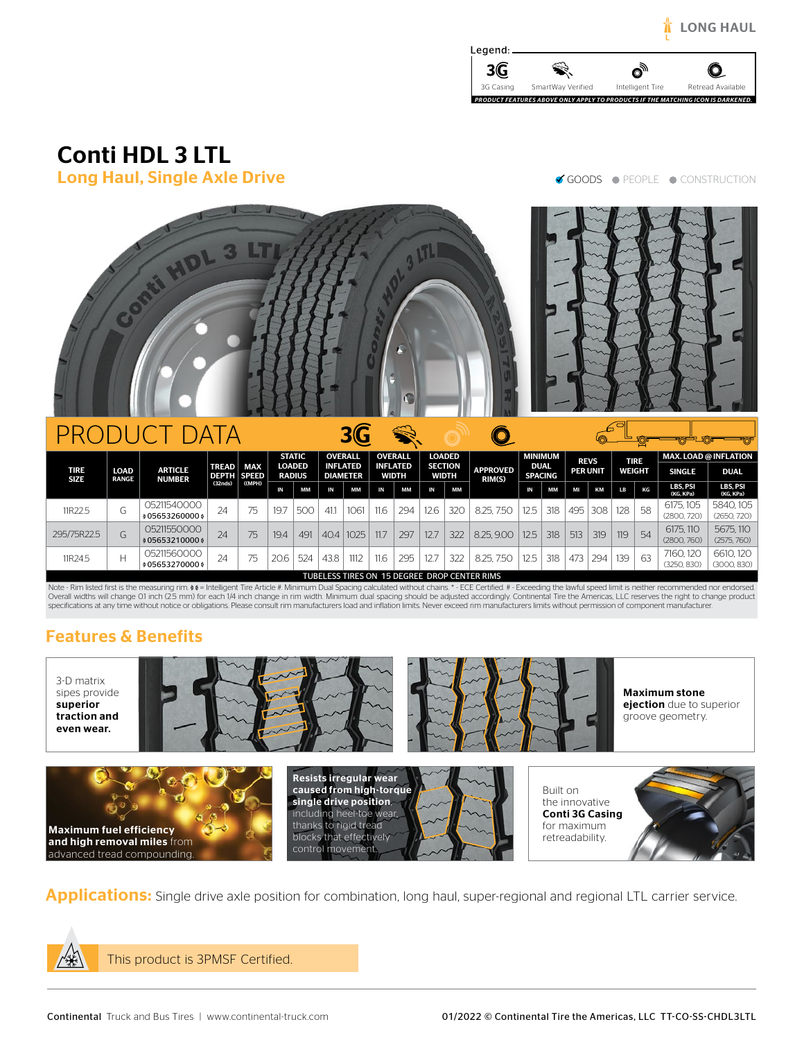LONG HAUL

Legend:

3G Casing | SmartWay Verified | Intelligent Tire | Retread Available

PRODUCT FEATURES ABOVE ONLY APPLY TO PRODUCTS IF THE MATCHING ICON IS DARKENED.

# Conti HDL 3 LTL

## Long Haul, Single Axle Drive

GOODS ● PEOPLE ● CONSTRUCTION

## PRODUCT DATA

| TIRE SIZE | LOAD RANGE | ARTICLE NUMBER | TREAD DEPTH (32nds) | MAX SPEED (MPH) | STATIC LOADED RADIUS | | OVERALL INFLATED DIAMETER | | OVERALL INFLATED WIDTH | | LOADED SECTION WIDTH | | APPROVED RIM(S) | MINIMUM DUAL SPACING | | REVS PER UNIT | | TIRE WEIGHT | | MAX. LOAD @ INFLATION | |
|---|---|---|---|---|---|---|---|---|---|---|---|---|---|---|---|---|---|---|---|---|---|
| | | | | | IN | MM | IN | MM | IN | MM | IN | MM | | IN | MM | MI | KM | LB | KG | SINGLE LBS, PSI (KG, KPa) | DUAL LBS, PSI (KG, KPa) |
| 11R22.5 | G | 05211540000 ◊05653260000◊ | 24 | 75 | 19.7 | 500 | 41.1 | 1061 | 11.6 | 294 | 12.6 | 320 | 8.25, 7.50 | 12.5 | 318 | 495 | 308 | 128 | 58 | 6175, 105 (2800, 720) | 5840, 105 (2650, 720) |
| 295/75R22.5 | G | 05211550000 ◊05653210000◊ | 24 | 75 | 19.4 | 491 | 40.4 | 1025 | 11.7 | 297 | 12.7 | 322 | 8.25, 9.00 | 12.5 | 318 | 513 | 319 | 119 | 54 | 6175, 110 (2800, 760) | 5675, 110 (2575, 760) |
| 11R24.5 | H | 05211560000 ◊05653270000◊ | 24 | 75 | 20.6 | 524 | 43.8 | 1112 | 11.6 | 295 | 12.7 | 322 | 8.25, 7.50 | 12.5 | 318 | 473 | 294 | 139 | 63 | 7160, 120 (3250, 830) | 6610, 120 (3000, 830) |

TUBELESS TIRES ON 15 DEGREE DROP CENTER RIMS

Note - Rim listed first is the measuring rim. ◊◊ = Intelligent Tire Article #. Minimum Dual Spacing calculated without chains. * - ECE Certified. # - Exceeding the lawful speed limit is neither recommended nor endorsed. Overall widths will change 0.1 inch (2.5 mm) for each 1/4 inch change in rim width. Minimum dual spacing should be adjusted accordingly. Continental Tire the Americas, LLC reserves the right to change product specifications at any time without notice or obligations. Please consult rim manufacturers load and inflation limits. Never exceed rim manufacturers limits without permission of component manufacturer.

## Features & Benefits

3-D matrix sipes provide **superior traction and even wear.**

**Maximum stone ejection** due to superior groove geometry.

**Maximum fuel efficiency and high removal miles** from advanced tread compounding.

**Resists irregular wear caused from high-torque single drive position**, including heel-toe wear, thanks to rigid tread blocks that effectively control movement.

Built on the innovative **Conti 3G Casing** for maximum retreadability.

**Applications:** Single drive axle position for combination, long haul, super-regional and regional LTL carrier service.

This product is 3PMSF Certified.

Continental Truck and Bus Tires | www.continental-truck.com

01/2022 © Continental Tire the Americas, LLC TT-CO-SS-CHDL3LTL